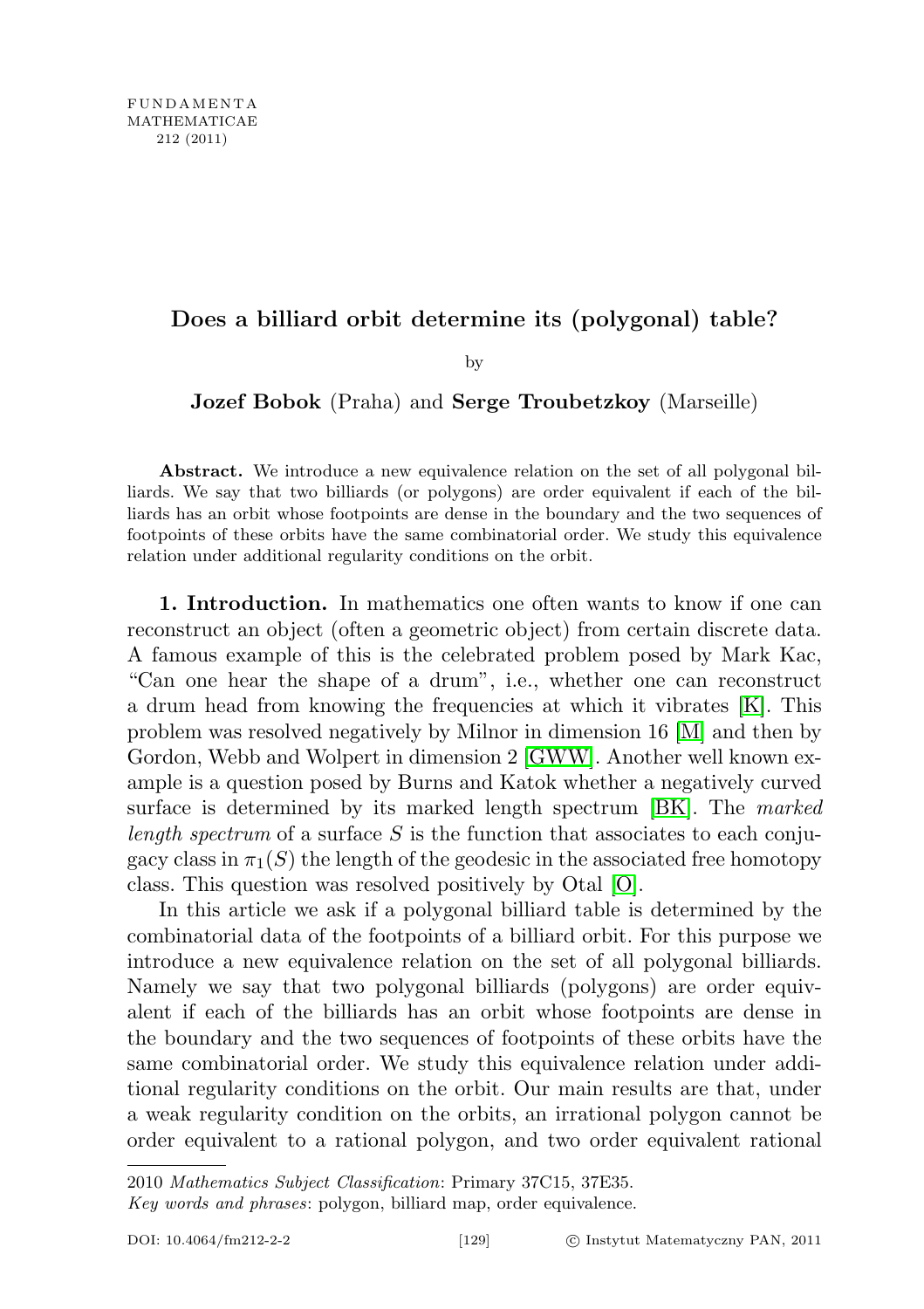# Does a billiard orbit determine its (polygonal) table?

by

**Jozef Bobok** (Praha) and **Serge Troubetzkoy** (Marseille)

**Abstract.** We introduce a new equivalence relation on the set of all polygonal billiards. We say that two billiards (or polygons) are order equivalent if each of the billiards has an orbit whose footpoints are dense in the boundary and the two sequences of footpoints of these orbits have the same combinatorial order. We study this equivalence relation under additional regularity conditions on the orbit.

**1. Introduction.** In mathematics one often wants to know if one can reconstruct an object (often a geometric object) from certain discrete data. A famous example of this is the celebrated problem posed by Mark Kac, "Can one hear the shape of a drum", i.e., whether one can reconstruct a drum head from knowing the frequencies at which it vibrates [K]. This problem was resolved negatively by Milnor in dimension 16 [M] and then by Gordon, Webb and Wolpert in dimension 2 [GWW]. Another well known example is a question posed by Burns and Katok whether a negatively curved surface is determined by its marked length spectrum [BK]. The *marked length spectrum* of a surface $S$ is the function that associates to each conjugacy class in $\pi_1(S)$ the length of the geodesic in the associated free homotopy class. This question was resolved positively by Otal [O].

In this article we ask if a polygonal billiard table is determined by the combinatorial data of the footpoints of a billiard orbit. For this purpose we introduce a new equivalence relation on the set of all polygonal billiards. Namely we say that two polygonal billiards (polygons) are order equivalent if each of the billiards has an orbit whose footpoints are dense in the boundary and the two sequences of footpoints of these orbits have the same combinatorial order. We study this equivalence relation under additional regularity conditions on the orbit. Our main results are that, under a weak regularity condition on the orbits, an irrational polygon cannot be order equivalent to a rational polygon, and two order equivalent rational

2010 *Mathematics Subject Classification*: Primary 37C15, 37E35.

*Key words and phrases*: polygon, billiard map, order equivalence.

DOI: 10.4064/fm212-2-2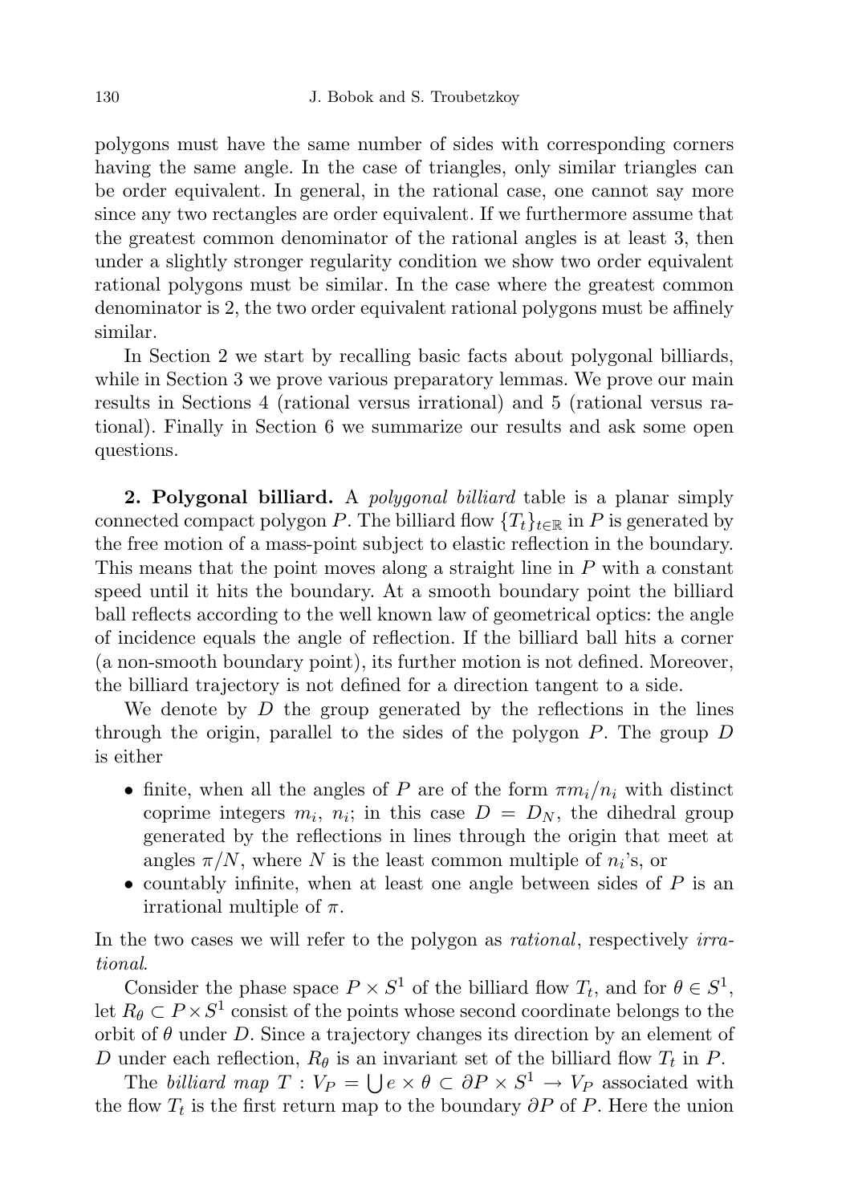polygons must have the same number of sides with corresponding corners having the same angle. In the case of triangles, only similar triangles can be order equivalent. In general, in the rational case, one cannot say more since any two rectangles are order equivalent. If we furthermore assume that the greatest common denominator of the rational angles is at least 3, then under a slightly stronger regularity condition we show two order equivalent rational polygons must be similar. In the case where the greatest common denominator is 2, the two order equivalent rational polygons must be affinely similar.

In Section 2 we start by recalling basic facts about polygonal billiards, while in Section 3 we prove various preparatory lemmas. We prove our main results in Sections 4 (rational versus irrational) and 5 (rational versus rational). Finally in Section 6 we summarize our results and ask some open questions.

**2. Polygonal billiard.** A *polygonal billiard* table is a planar simply connected compact polygon $P$. The billiard flow $\{T_t\}_{t\in\mathbb{R}}$ in $P$ is generated by the free motion of a mass-point subject to elastic reflection in the boundary. This means that the point moves along a straight line in $P$ with a constant speed until it hits the boundary. At a smooth boundary point the billiard ball reflects according to the well known law of geometrical optics: the angle of incidence equals the angle of reflection. If the billiard ball hits a corner (a non-smooth boundary point), its further motion is not defined. Moreover, the billiard trajectory is not defined for a direction tangent to a side.

We denote by $D$ the group generated by the reflections in the lines through the origin, parallel to the sides of the polygon $P$. The group $D$ is either

- finite, when all the angles of $P$ are of the form $\pi m_i/n_i$ with distinct coprime integers $m_i$, $n_i$; in this case $D = D_N$, the dihedral group generated by the reflections in lines through the origin that meet at angles $\pi/N$, where $N$ is the least common multiple of $n_i$'s, or
- countably infinite, when at least one angle between sides of $P$ is an irrational multiple of $\pi$.

In the two cases we will refer to the polygon as *rational*, respectively *irrational*.

Consider the phase space $P \times S^1$ of the billiard flow $T_t$, and for $\theta \in S^1$, let $R_\theta \subset P \times S^1$ consist of the points whose second coordinate belongs to the orbit of $\theta$ under $D$. Since a trajectory changes its direction by an element of $D$ under each reflection, $R_\theta$ is an invariant set of the billiard flow $T_t$ in $P$.

The *billiard map* $T : V_P = \bigcup e \times \theta \subset \partial P \times S^1 \to V_P$ associated with the flow $T_t$ is the first return map to the boundary $\partial P$ of $P$. Here the union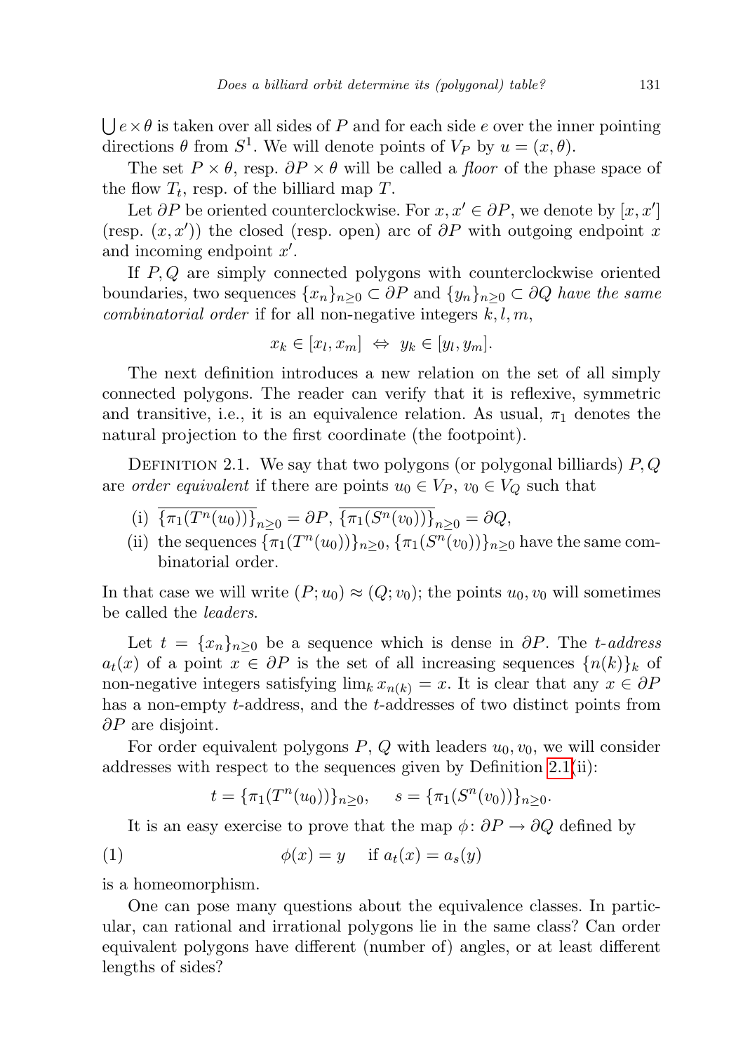$\bigcup e \times \theta$ is taken over all sides of $P$ and for each side $e$ over the inner pointing directions $\theta$ from $S^1$. We will denote points of $V_P$ by $u = (x, \theta)$.

The set $P \times \theta$, resp. $\partial P \times \theta$ will be called a *floor* of the phase space of the flow $T_t$, resp. of the billiard map $T$.

Let $\partial P$ be oriented counterclockwise. For $x, x' \in \partial P$, we denote by $[x, x']$ (resp. $(x, x')$) the closed (resp. open) arc of $\partial P$ with outgoing endpoint $x$ and incoming endpoint $x'$.

If $P, Q$ are simply connected polygons with counterclockwise oriented boundaries, two sequences $\{x_n\}_{n\geq 0} \subset \partial P$ and $\{y_n\}_{n\geq 0} \subset \partial Q$ *have the same combinatorial order* if for all non-negative integers $k, l, m$,

$$x_k \in [x_l, x_m] \;\Leftrightarrow\; y_k \in [y_l, y_m].$$

The next definition introduces a new relation on the set of all simply connected polygons. The reader can verify that it is reflexive, symmetric and transitive, i.e., it is an equivalence relation. As usual, $\pi_1$ denotes the natural projection to the first coordinate (the footpoint).

Definition 2.1. We say that two polygons (or polygonal billiards) $P, Q$ are *order equivalent* if there are points $u_0 \in V_P$, $v_0 \in V_Q$ such that

(i) $\overline{\{\pi_1(T^n(u_0))\}}_{n\geq 0} = \partial P$, $\overline{\{\pi_1(S^n(v_0))\}}_{n\geq 0} = \partial Q$,

(ii) the sequences $\{\pi_1(T^n(u_0))\}_{n\geq 0}$, $\{\pi_1(S^n(v_0))\}_{n\geq 0}$ have the same combinatorial order.

In that case we will write $(P; u_0) \approx (Q; v_0)$; the points $u_0, v_0$ will sometimes be called the *leaders*.

Let $t = \{x_n\}_{n\geq 0}$ be a sequence which is dense in $\partial P$. The *$t$-address* $a_t(x)$ of a point $x \in \partial P$ is the set of all increasing sequences $\{n(k)\}_k$ of non-negative integers satisfying $\lim_k x_{n(k)} = x$. It is clear that any $x \in \partial P$ has a non-empty $t$-address, and the $t$-addresses of two distinct points from $\partial P$ are disjoint.

For order equivalent polygons $P$, $Q$ with leaders $u_0, v_0$, we will consider addresses with respect to the sequences given by Definition 2.1(ii):

$$t = \{\pi_1(T^n(u_0))\}_{n\geq 0}, \qquad s = \{\pi_1(S^n(v_0))\}_{n\geq 0}.$$

It is an easy exercise to prove that the map $\phi\colon \partial P \to \partial Q$ defined by

$$\phi(x) = y \quad \text{if } a_t(x) = a_s(y) \tag{1}$$

is a homeomorphism.

One can pose many questions about the equivalence classes. In particular, can rational and irrational polygons lie in the same class? Can order equivalent polygons have different (number of) angles, or at least different lengths of sides?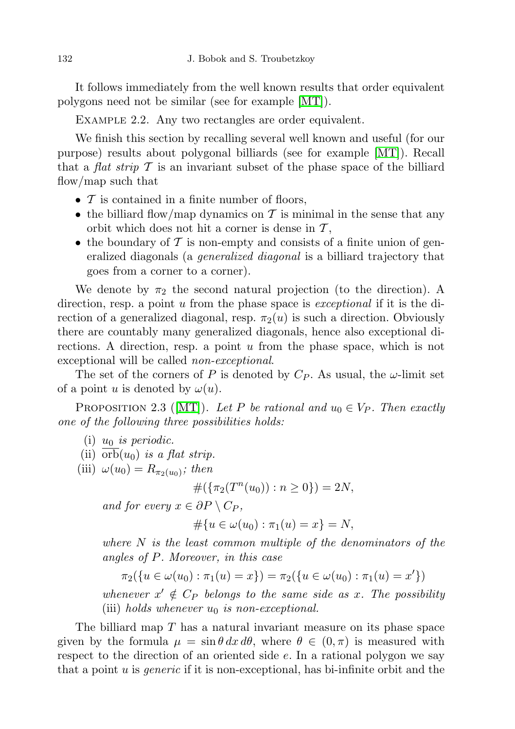It follows immediately from the well known results that order equivalent polygons need not be similar (see for example [MT]).

Example 2.2. Any two rectangles are order equivalent.

We finish this section by recalling several well known and useful (for our purpose) results about polygonal billiards (see for example [MT]). Recall that a *flat strip* $\mathcal{T}$ is an invariant subset of the phase space of the billiard flow/map such that

- $\mathcal{T}$ is contained in a finite number of floors,
- the billiard flow/map dynamics on $\mathcal{T}$ is minimal in the sense that any orbit which does not hit a corner is dense in $\mathcal{T}$,
- the boundary of $\mathcal{T}$ is non-empty and consists of a finite union of generalized diagonals (a *generalized diagonal* is a billiard trajectory that goes from a corner to a corner).

We denote by $\pi_2$ the second natural projection (to the direction). A direction, resp. a point $u$ from the phase space is *exceptional* if it is the direction of a generalized diagonal, resp. $\pi_2(u)$ is such a direction. Obviously there are countably many generalized diagonals, hence also exceptional directions. A direction, resp. a point $u$ from the phase space, which is not exceptional will be called *non-exceptional*.

The set of the corners of $P$ is denoted by $C_P$. As usual, the $\omega$-limit set of a point $u$ is denoted by $\omega(u)$.

Proposition 2.3 ([MT]). *Let $P$ be rational and $u_0 \in V_P$. Then exactly one of the following three possibilities holds:*

(i) *$u_0$ is periodic.*

(ii) *$\overline{\mathrm{orb}}(u_0)$ is a flat strip.*

(iii) *$\omega(u_0) = R_{\pi_2(u_0)}$; then*

$$\#(\{\pi_2(T^n(u_0)) : n \geq 0\}) = 2N,$$

*and for every $x \in \partial P \setminus C_P$,*

$$\#\{u \in \omega(u_0) : \pi_1(u) = x\} = N,$$

*where $N$ is the least common multiple of the denominators of the angles of $P$. Moreover, in this case*

$$\pi_2(\{u \in \omega(u_0) : \pi_1(u) = x\}) = \pi_2(\{u \in \omega(u_0) : \pi_1(u) = x'\})$$

*whenever $x' \notin C_P$ belongs to the same side as $x$. The possibility* (iii) *holds whenever $u_0$ is non-exceptional.*

The billiard map $T$ has a natural invariant measure on its phase space given by the formula $\mu = \sin\theta \, dx \, d\theta$, where $\theta \in (0, \pi)$ is measured with respect to the direction of an oriented side $e$. In a rational polygon we say that a point $u$ is *generic* if it is non-exceptional, has bi-infinite orbit and the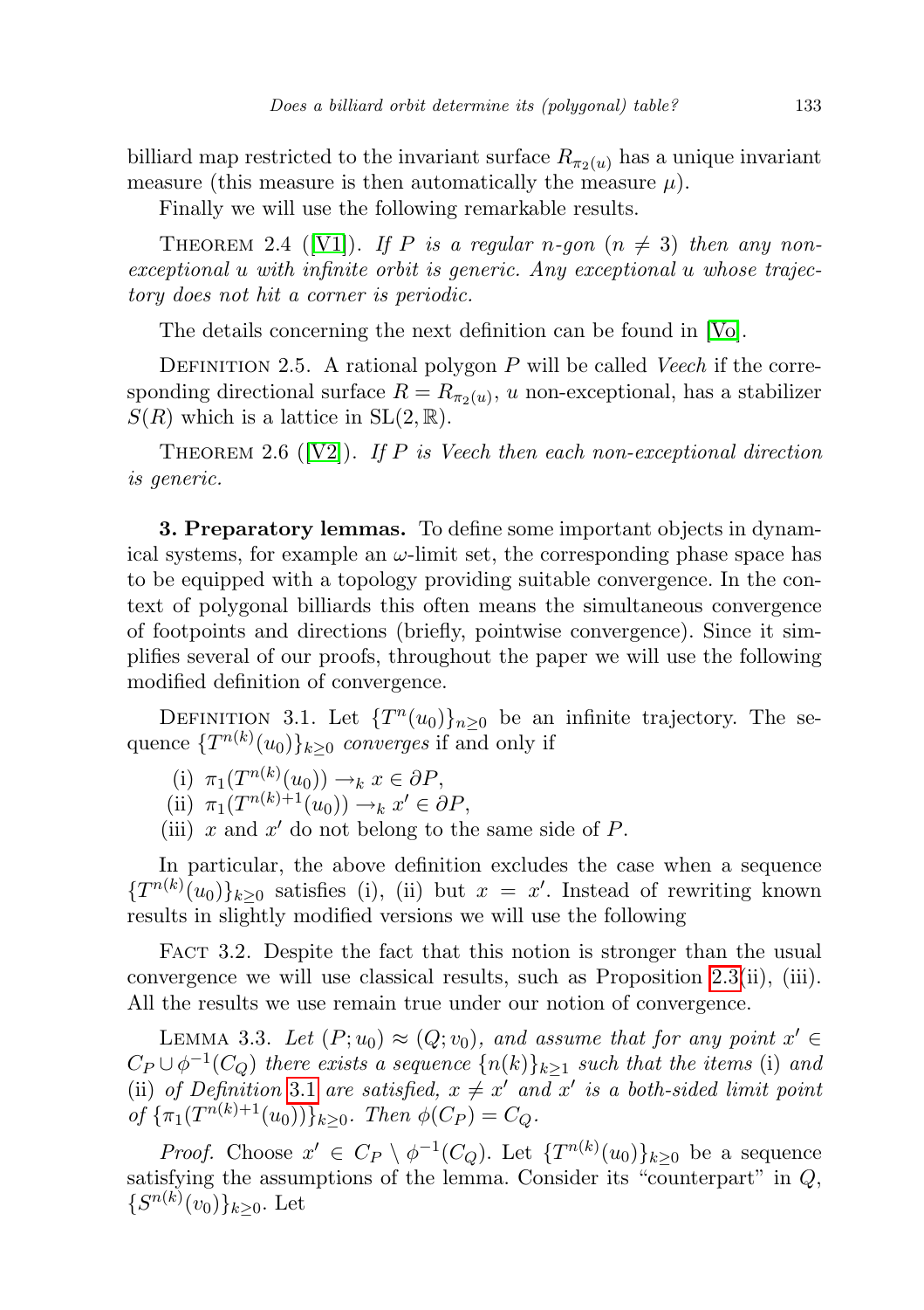billiard map restricted to the invariant surface $R_{\pi_2(u)}$ has a unique invariant measure (this measure is then automatically the measure $\mu$).

Finally we will use the following remarkable results.

THEOREM 2.4 ([V1]). *If $P$ is a regular $n$-gon ($n \neq 3$) then any non-exceptional $u$ with infinite orbit is generic. Any exceptional $u$ whose trajectory does not hit a corner is periodic.*

The details concerning the next definition can be found in [Vo].

DEFINITION 2.5. A rational polygon $P$ will be called *Veech* if the corresponding directional surface $R = R_{\pi_2(u)}$, $u$ non-exceptional, has a stabilizer $S(R)$ which is a lattice in $\mathrm{SL}(2, \mathbb{R})$.

THEOREM 2.6 ([V2]). *If $P$ is Veech then each non-exceptional direction is generic.*

**3. Preparatory lemmas.** To define some important objects in dynamical systems, for example an $\omega$-limit set, the corresponding phase space has to be equipped with a topology providing suitable convergence. In the context of polygonal billiards this often means the simultaneous convergence of footpoints and directions (briefly, pointwise convergence). Since it simplifies several of our proofs, throughout the paper we will use the following modified definition of convergence.

DEFINITION 3.1. Let $\{T^n(u_0)\}_{n\geq 0}$ be an infinite trajectory. The sequence $\{T^{n(k)}(u_0)\}_{k\geq 0}$ *converges* if and only if

(i) $\pi_1(T^{n(k)}(u_0)) \to_k x \in \partial P$,
(ii) $\pi_1(T^{n(k)+1}(u_0)) \to_k x' \in \partial P$,
(iii) $x$ and $x'$ do not belong to the same side of $P$.

In particular, the above definition excludes the case when a sequence $\{T^{n(k)}(u_0)\}_{k\geq 0}$ satisfies (i), (ii) but $x = x'$. Instead of rewriting known results in slightly modified versions we will use the following

FACT 3.2. Despite the fact that this notion is stronger than the usual convergence we will use classical results, such as Proposition 2.3(ii), (iii). All the results we use remain true under our notion of convergence.

LEMMA 3.3. *Let $(P; u_0) \approx (Q; v_0)$, and assume that for any point $x' \in C_P \cup \phi^{-1}(C_Q)$ there exists a sequence $\{n(k)\}_{k\geq 1}$ such that the items* (i) *and* (ii) *of Definition 3.1 are satisfied, $x \neq x'$ and $x'$ is a both-sided limit point of $\{\pi_1(T^{n(k)+1}(u_0))\}_{k\geq 0}$. Then $\phi(C_P) = C_Q$.*

*Proof.* Choose $x' \in C_P \setminus \phi^{-1}(C_Q)$. Let $\{T^{n(k)}(u_0)\}_{k\geq 0}$ be a sequence satisfying the assumptions of the lemma. Consider its "counterpart" in $Q$, $\{S^{n(k)}(v_0)\}_{k\geq 0}$. Let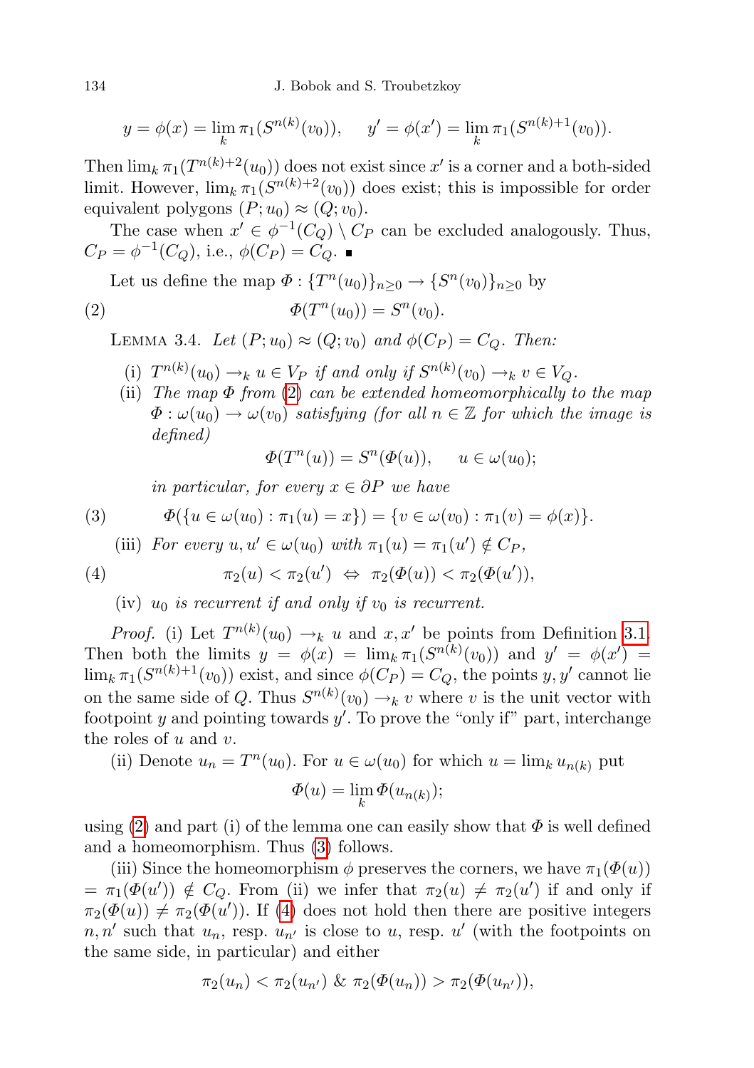$$y = \phi(x) = \lim_k \pi_1(S^{n(k)}(v_0)), \quad y' = \phi(x') = \lim_k \pi_1(S^{n(k)+1}(v_0)).$$

Then $\lim_k \pi_1(T^{n(k)+2}(u_0))$ does not exist since $x'$ is a corner and a both-sided limit. However, $\lim_k \pi_1(S^{n(k)+2}(v_0))$ does exist; this is impossible for order equivalent polygons $(P; u_0) \approx (Q; v_0)$.

The case when $x' \in \phi^{-1}(C_Q) \setminus C_P$ can be excluded analogously. Thus, $C_P = \phi^{-1}(C_Q)$, i.e., $\phi(C_P) = C_Q$. ∎

Let us define the map $\Phi : \{T^n(u_0)\}_{n\ge 0} \to \{S^n(v_0)\}_{n\ge 0}$ by

$$\Phi(T^n(u_0)) = S^n(v_0). \tag{2}$$

LEMMA 3.4. *Let $(P; u_0) \approx (Q; v_0)$ and $\phi(C_P) = C_Q$. Then:*

- (i) *$T^{n(k)}(u_0) \to_k u \in V_P$ if and only if $S^{n(k)}(v_0) \to_k v \in V_Q$.*
- (ii) *The map $\Phi$ from (2) can be extended homeomorphically to the map $\Phi : \omega(u_0) \to \omega(v_0)$ satisfying (for all $n \in \mathbb{Z}$ for which the image is defined)*

$$\Phi(T^n(u)) = S^n(\Phi(u)), \quad u \in \omega(u_0);$$

*in particular, for every $x \in \partial P$ we have*

$$\Phi(\{u \in \omega(u_0) : \pi_1(u) = x\}) = \{v \in \omega(v_0) : \pi_1(v) = \phi(x)\}. \tag{3}$$

- (iii) *For every $u, u' \in \omega(u_0)$ with $\pi_1(u) = \pi_1(u') \notin C_P$,*

$$\pi_2(u) < \pi_2(u') \Leftrightarrow \pi_2(\Phi(u)) < \pi_2(\Phi(u')), \tag{4}$$

- (iv) *$u_0$ is recurrent if and only if $v_0$ is recurrent.*

*Proof.* (i) Let $T^{n(k)}(u_0) \to_k u$ and $x, x'$ be points from Definition 3.1. Then both the limits $y = \phi(x) = \lim_k \pi_1(S^{n(k)}(v_0))$ and $y' = \phi(x') = \lim_k \pi_1(S^{n(k)+1}(v_0))$ exist, and since $\phi(C_P) = C_Q$, the points $y, y'$ cannot lie on the same side of $Q$. Thus $S^{n(k)}(v_0) \to_k v$ where $v$ is the unit vector with footpoint $y$ and pointing towards $y'$. To prove the "only if" part, interchange the roles of $u$ and $v$.

(ii) Denote $u_n = T^n(u_0)$. For $u \in \omega(u_0)$ for which $u = \lim_k u_{n(k)}$ put

$$\Phi(u) = \lim_k \Phi(u_{n(k)});$$

using (2) and part (i) of the lemma one can easily show that $\Phi$ is well defined and a homeomorphism. Thus (3) follows.

(iii) Since the homeomorphism $\phi$ preserves the corners, we have $\pi_1(\Phi(u)) = \pi_1(\Phi(u')) \notin C_Q$. From (ii) we infer that $\pi_2(u) \ne \pi_2(u')$ if and only if $\pi_2(\Phi(u)) \ne \pi_2(\Phi(u'))$. If (4) does not hold then there are positive integers $n, n'$ such that $u_n$, resp. $u_{n'}$ is close to $u$, resp. $u'$ (with the footpoints on the same side, in particular) and either

$$\pi_2(u_n) < \pi_2(u_{n'}) \ \& \ \pi_2(\Phi(u_n)) > \pi_2(\Phi(u_{n'})),$$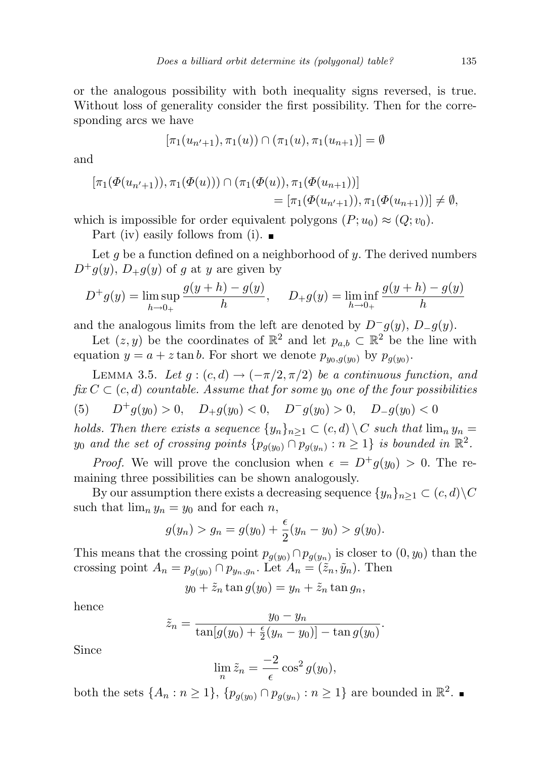or the analogous possibility with both inequality signs reversed, is true. Without loss of generality consider the first possibility. Then for the corresponding arcs we have

$$[\pi_1(u_{n'+1}), \pi_1(u)) \cap (\pi_1(u), \pi_1(u_{n+1})] = \emptyset$$

and

$$\begin{aligned}[\pi_1(\Phi(u_{n'+1})), \pi_1(\Phi(u))) \cap (\pi_1(\Phi(u)), \pi_1(\Phi(u_{n+1}))] \\ = [\pi_1(\Phi(u_{n'+1})), \pi_1(\Phi(u_{n+1}))] \neq \emptyset,\end{aligned}$$

which is impossible for order equivalent polygons $(P; u_0) \approx (Q; v_0)$.

Part (iv) easily follows from (i). ∎

Let $g$ be a function defined on a neighborhood of $y$. The derived numbers $D^+g(y)$, $D_+g(y)$ of $g$ at $y$ are given by

$$D^+g(y) = \limsup_{h\to 0_+} \frac{g(y+h)-g(y)}{h}, \qquad D_+g(y) = \liminf_{h\to 0_+} \frac{g(y+h)-g(y)}{h}$$

and the analogous limits from the left are denoted by $D^-g(y)$, $D_-g(y)$.

Let $(z, y)$ be the coordinates of $\mathbb{R}^2$ and let $p_{a,b} \subset \mathbb{R}^2$ be the line with equation $y = a + z\tan b$. For short we denote $p_{y_0, g(y_0)}$ by $p_{g(y_0)}$.

Lemma 3.5. *Let $g : (c, d) \to (-\pi/2, \pi/2)$ be a continuous function, and fix $C \subset (c, d)$ countable. Assume that for some $y_0$ one of the four possibilities*

$$(5) \qquad D^+g(y_0) > 0, \quad D_+g(y_0) < 0, \quad D^-g(y_0) > 0, \quad D_-g(y_0) < 0$$

*holds. Then there exists a sequence $\{y_n\}_{n\geq 1} \subset (c, d) \setminus C$ such that $\lim_n y_n = y_0$ and the set of crossing points $\{p_{g(y_0)} \cap p_{g(y_n)} : n \geq 1\}$ is bounded in $\mathbb{R}^2$.*

*Proof.* We will prove the conclusion when $\epsilon = D^+g(y_0) > 0$. The remaining three possibilities can be shown analogously.

By our assumption there exists a decreasing sequence $\{y_n\}_{n\geq 1} \subset (c, d)\setminus C$ such that $\lim_n y_n = y_0$ and for each $n$,

$$g(y_n) > g_n = g(y_0) + \frac{\epsilon}{2}(y_n - y_0) > g(y_0).$$

This means that the crossing point $p_{g(y_0)} \cap p_{g(y_n)}$ is closer to $(0, y_0)$ than the crossing point $A_n = p_{g(y_0)} \cap p_{y_n, g_n}$. Let $A_n = (\tilde{z}_n, \tilde{y}_n)$. Then

$$y_0 + \tilde{z}_n \tan g(y_0) = y_n + \tilde{z}_n \tan g_n,$$

hence

$$\tilde{z}_n = \frac{y_0 - y_n}{\tan[g(y_0) + \frac{\epsilon}{2}(y_n - y_0)] - \tan g(y_0)}.$$

Since

$$\lim_n \tilde{z}_n = \frac{-2}{\epsilon}\cos^2 g(y_0),$$

both the sets $\{A_n : n \geq 1\}$, $\{p_{g(y_0)} \cap p_{g(y_n)} : n \geq 1\}$ are bounded in $\mathbb{R}^2$. ∎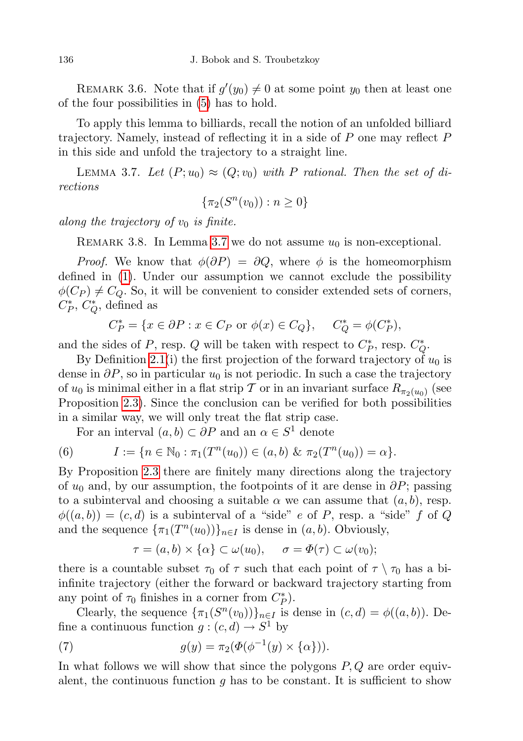REMARK 3.6. Note that if $g'(y_0) \neq 0$ at some point $y_0$ then at least one of the four possibilities in (5) has to hold.

To apply this lemma to billiards, recall the notion of an unfolded billiard trajectory. Namely, instead of reflecting it in a side of $P$ one may reflect $P$ in this side and unfold the trajectory to a straight line.

LEMMA 3.7. *Let $(P; u_0) \approx (Q; v_0)$ with $P$ rational. Then the set of directions*

$$\{\pi_2(S^n(v_0)) : n \geq 0\}$$

*along the trajectory of $v_0$ is finite.*

REMARK 3.8. In Lemma 3.7 we do not assume $u_0$ is non-exceptional.

*Proof.* We know that $\phi(\partial P) = \partial Q$, where $\phi$ is the homeomorphism defined in (1). Under our assumption we cannot exclude the possibility $\phi(C_P) \neq C_Q$. So, it will be convenient to consider extended sets of corners, $C_P^*$, $C_Q^*$, defined as

$$C_P^* = \{x \in \partial P : x \in C_P \text{ or } \phi(x) \in C_Q\}, \quad C_Q^* = \phi(C_P^*),$$

and the sides of $P$, resp. $Q$ will be taken with respect to $C_P^*$, resp. $C_Q^*$.

By Definition 2.1(i) the first projection of the forward trajectory of $u_0$ is dense in $\partial P$, so in particular $u_0$ is not periodic. In such a case the trajectory of $u_0$ is minimal either in a flat strip $\mathcal{T}$ or in an invariant surface $R_{\pi_2(u_0)}$ (see Proposition 2.3). Since the conclusion can be verified for both possibilities in a similar way, we will only treat the flat strip case.

For an interval $(a, b) \subset \partial P$ and an $\alpha \in S^1$ denote

$$I := \{n \in \mathbb{N}_0 : \pi_1(T^n(u_0)) \in (a, b) \ \& \ \pi_2(T^n(u_0)) = \alpha\}. \tag{6}$$

By Proposition 2.3 there are finitely many directions along the trajectory of $u_0$ and, by our assumption, the footpoints of it are dense in $\partial P$; passing to a subinterval and choosing a suitable $\alpha$ we can assume that $(a, b)$, resp. $\phi((a, b)) = (c, d)$ is a subinterval of a "side" $e$ of $P$, resp. a "side" $f$ of $Q$ and the sequence $\{\pi_1(T^n(u_0))\}_{n \in I}$ is dense in $(a, b)$. Obviously,

$$\tau = (a, b) \times \{\alpha\} \subset \omega(u_0), \quad \sigma = \Phi(\tau) \subset \omega(v_0);$$

there is a countable subset $\tau_0$ of $\tau$ such that each point of $\tau \setminus \tau_0$ has a bi-infinite trajectory (either the forward or backward trajectory starting from any point of $\tau_0$ finishes in a corner from $C_P^*$).

Clearly, the sequence $\{\pi_1(S^n(v_0))\}_{n \in I}$ is dense in $(c, d) = \phi((a, b))$. Define a continuous function $g : (c, d) \to S^1$ by

$$g(y) = \pi_2(\Phi(\phi^{-1}(y) \times \{\alpha\})). \tag{7}$$

In what follows we will show that since the polygons $P, Q$ are order equivalent, the continuous function $g$ has to be constant. It is sufficient to show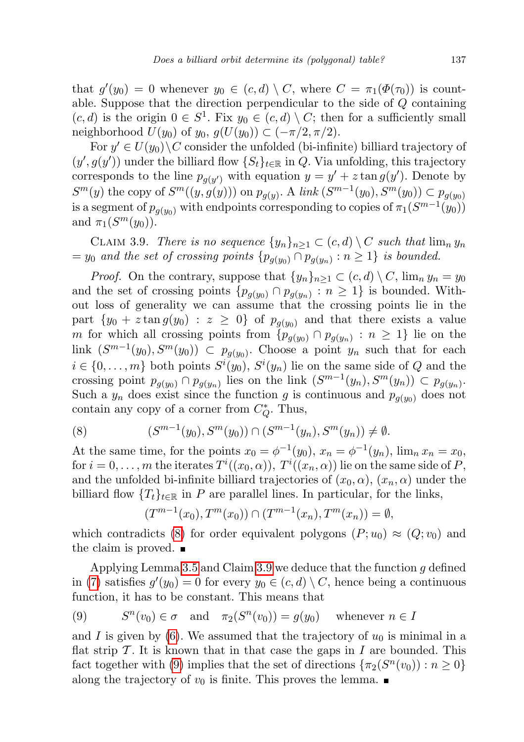that $g'(y_0) = 0$ whenever $y_0 \in (c,d) \setminus C$, where $C = \pi_1(\Phi(\tau_0))$ is countable. Suppose that the direction perpendicular to the side of $Q$ containing $(c,d)$ is the origin $0 \in S^1$. Fix $y_0 \in (c,d) \setminus C$; then for a sufficiently small neighborhood $U(y_0)$ of $y_0$, $g(U(y_0)) \subset (-\pi/2, \pi/2)$.

For $y' \in U(y_0) \setminus C$ consider the unfolded (bi-infinite) billiard trajectory of $(y', g(y'))$ under the billiard flow $\{S_t\}_{t\in\mathbb{R}}$ in $Q$. Via unfolding, this trajectory corresponds to the line $p_{g(y')}$ with equation $y = y' + z \tan g(y')$. Denote by $S^m(y)$ the copy of $S^m((y, g(y)))$ on $p_{g(y)}$. A *link* $(S^{m-1}(y_0), S^m(y_0)) \subset p_{g(y_0)}$ is a segment of $p_{g(y_0)}$ with endpoints corresponding to copies of $\pi_1(S^{m-1}(y_0))$ and $\pi_1(S^m(y_0))$.

Claim 3.9. *There is no sequence $\{y_n\}_{n\geq 1} \subset (c,d) \setminus C$ such that $\lim_n y_n = y_0$ and the set of crossing points $\{p_{g(y_0)} \cap p_{g(y_n)} : n \geq 1\}$ is bounded.*

*Proof.* On the contrary, suppose that $\{y_n\}_{n\geq 1} \subset (c,d) \setminus C$, $\lim_n y_n = y_0$ and the set of crossing points $\{p_{g(y_0)} \cap p_{g(y_n)} : n \geq 1\}$ is bounded. Without loss of generality we can assume that the crossing points lie in the part $\{y_0 + z \tan g(y_0) : z \geq 0\}$ of $p_{g(y_0)}$ and that there exists a value $m$ for which all crossing points from $\{p_{g(y_0)} \cap p_{g(y_n)} : n \geq 1\}$ lie on the link $(S^{m-1}(y_0), S^m(y_0)) \subset p_{g(y_0)}$. Choose a point $y_n$ such that for each $i \in \{0, \ldots, m\}$ both points $S^i(y_0)$, $S^i(y_n)$ lie on the same side of $Q$ and the crossing point $p_{g(y_0)} \cap p_{g(y_n)}$ lies on the link $(S^{m-1}(y_n), S^m(y_n)) \subset p_{g(y_n)}$. Such a $y_n$ does exist since the function $g$ is continuous and $p_{g(y_0)}$ does not contain any copy of a corner from $C_Q^*$. Thus,

$$(S^{m-1}(y_0), S^m(y_0)) \cap (S^{m-1}(y_n), S^m(y_n)) \neq \emptyset. \tag{8}$$

At the same time, for the points $x_0 = \phi^{-1}(y_0)$, $x_n = \phi^{-1}(y_n)$, $\lim_n x_n = x_0$, for $i = 0, \ldots, m$ the iterates $T^i((x_0, \alpha))$, $T^i((x_n, \alpha))$ lie on the same side of $P$, and the unfolded bi-infinite billiard trajectories of $(x_0, \alpha)$, $(x_n, \alpha)$ under the billiard flow $\{T_t\}_{t\in\mathbb{R}}$ in $P$ are parallel lines. In particular, for the links,

$$(T^{m-1}(x_0), T^m(x_0)) \cap (T^{m-1}(x_n), T^m(x_n)) = \emptyset,$$

which contradicts (8) for order equivalent polygons $(P; u_0) \approx (Q; v_0)$ and the claim is proved. ∎

Applying Lemma 3.5 and Claim 3.9 we deduce that the function $g$ defined in (7) satisfies $g'(y_0) = 0$ for every $y_0 \in (c,d) \setminus C$, hence being a continuous function, it has to be constant. This means that

$$S^n(v_0) \in \sigma \quad \text{and} \quad \pi_2(S^n(v_0)) = g(y_0) \quad \text{whenever } n \in I \tag{9}$$

and $I$ is given by (6). We assumed that the trajectory of $u_0$ is minimal in a flat strip $\mathcal{T}$. It is known that in that case the gaps in $I$ are bounded. This fact together with (9) implies that the set of directions $\{\pi_2(S^n(v_0)) : n \geq 0\}$ along the trajectory of $v_0$ is finite. This proves the lemma. ∎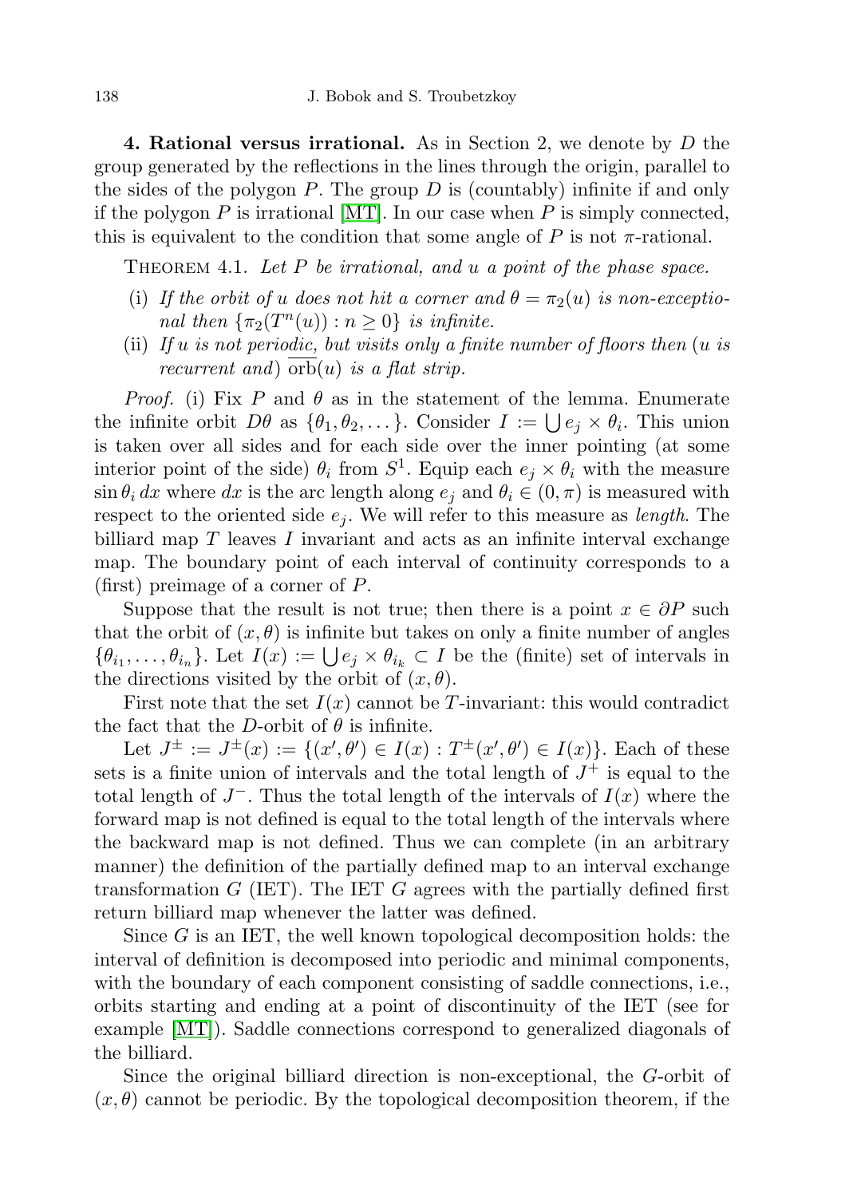**4. Rational versus irrational.** As in Section 2, we denote by $D$ the group generated by the reflections in the lines through the origin, parallel to the sides of the polygon $P$. The group $D$ is (countably) infinite if and only if the polygon $P$ is irrational [MT]. In our case when $P$ is simply connected, this is equivalent to the condition that some angle of $P$ is not $\pi$-rational.

Theorem 4.1. *Let $P$ be irrational, and $u$ a point of the phase space.*

- (i) *If the orbit of $u$ does not hit a corner and $\theta = \pi_2(u)$ is non-exceptional then $\{\pi_2(T^n(u)) : n \geq 0\}$ is infinite.*
- (ii) *If $u$ is not periodic, but visits only a finite number of floors then ($u$ is recurrent and) $\overline{\mathrm{orb}}(u)$ is a flat strip.*

*Proof.* (i) Fix $P$ and $\theta$ as in the statement of the lemma. Enumerate the infinite orbit $D\theta$ as $\{\theta_1, \theta_2, \dots\}$. Consider $I := \bigcup e_j \times \theta_i$. This union is taken over all sides and for each side over the inner pointing (at some interior point of the side) $\theta_i$ from $S^1$. Equip each $e_j \times \theta_i$ with the measure $\sin\theta_i \, dx$ where $dx$ is the arc length along $e_j$ and $\theta_i \in (0, \pi)$ is measured with respect to the oriented side $e_j$. We will refer to this measure as *length*. The billiard map $T$ leaves $I$ invariant and acts as an infinite interval exchange map. The boundary point of each interval of continuity corresponds to a (first) preimage of a corner of $P$.

Suppose that the result is not true; then there is a point $x \in \partial P$ such that the orbit of $(x, \theta)$ is infinite but takes on only a finite number of angles $\{\theta_{i_1}, \dots, \theta_{i_n}\}$. Let $I(x) := \bigcup e_j \times \theta_{i_k} \subset I$ be the (finite) set of intervals in the directions visited by the orbit of $(x, \theta)$.

First note that the set $I(x)$ cannot be $T$-invariant: this would contradict the fact that the $D$-orbit of $\theta$ is infinite.

Let $J^{\pm} := J^{\pm}(x) := \{(x', \theta') \in I(x) : T^{\pm}(x', \theta') \in I(x)\}$. Each of these sets is a finite union of intervals and the total length of $J^+$ is equal to the total length of $J^-$. Thus the total length of the intervals of $I(x)$ where the forward map is not defined is equal to the total length of the intervals where the backward map is not defined. Thus we can complete (in an arbitrary manner) the definition of the partially defined map to an interval exchange transformation $G$ (IET). The IET $G$ agrees with the partially defined first return billiard map whenever the latter was defined.

Since $G$ is an IET, the well known topological decomposition holds: the interval of definition is decomposed into periodic and minimal components, with the boundary of each component consisting of saddle connections, i.e., orbits starting and ending at a point of discontinuity of the IET (see for example [MT]). Saddle connections correspond to generalized diagonals of the billiard.

Since the original billiard direction is non-exceptional, the $G$-orbit of $(x, \theta)$ cannot be periodic. By the topological decomposition theorem, if the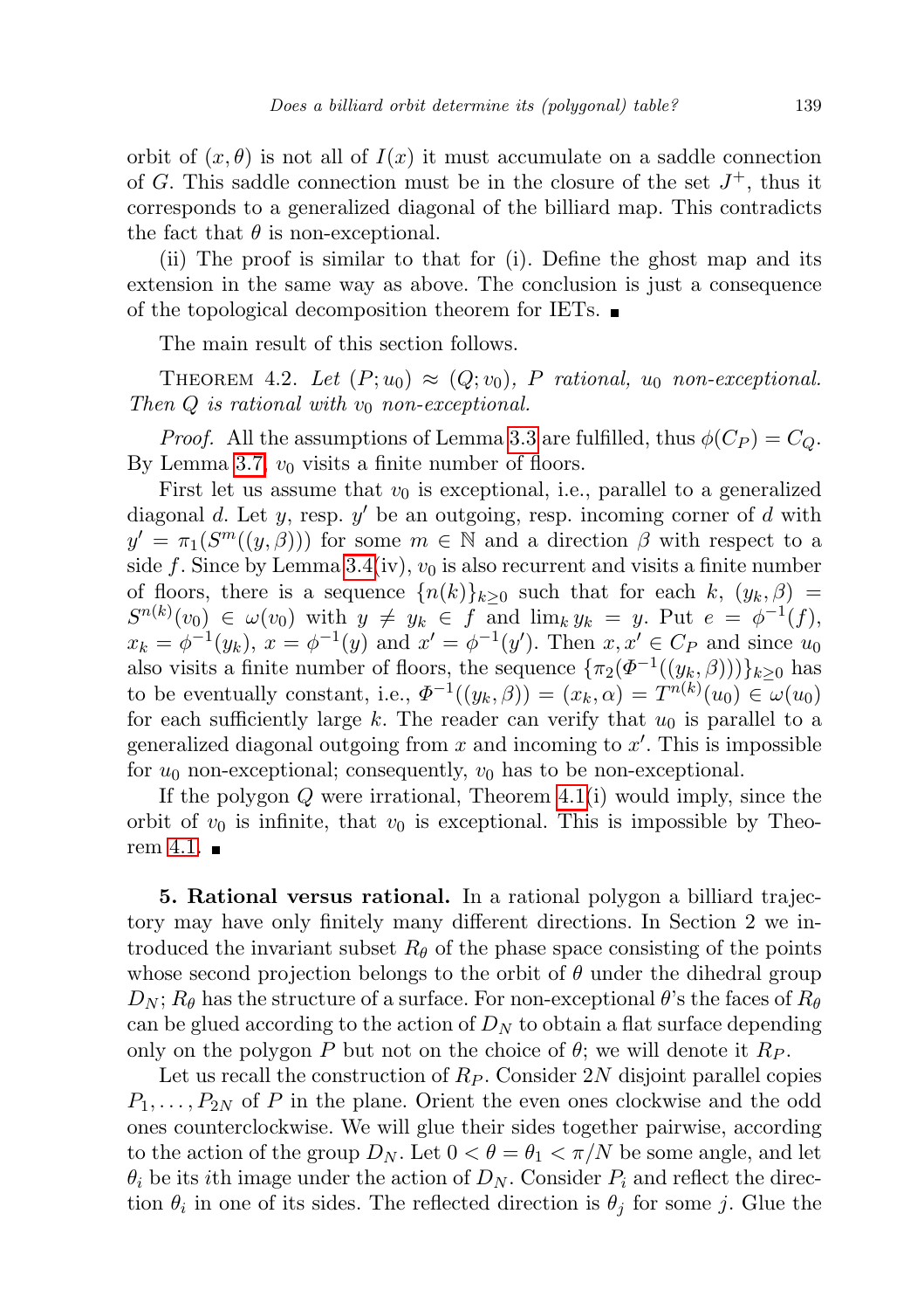orbit of $(x,\theta)$ is not all of $I(x)$ it must accumulate on a saddle connection of $G$. This saddle connection must be in the closure of the set $J^+$, thus it corresponds to a generalized diagonal of the billiard map. This contradicts the fact that $\theta$ is non-exceptional.

(ii) The proof is similar to that for (i). Define the ghost map and its extension in the same way as above. The conclusion is just a consequence of the topological decomposition theorem for IETs. ∎

The main result of this section follows.

Theorem 4.2. *Let $(P;u_0) \approx (Q;v_0)$, $P$ rational, $u_0$ non-exceptional. Then $Q$ is rational with $v_0$ non-exceptional.*

*Proof.* All the assumptions of Lemma 3.3 are fulfilled, thus $\phi(C_P) = C_Q$. By Lemma 3.7, $v_0$ visits a finite number of floors.

First let us assume that $v_0$ is exceptional, i.e., parallel to a generalized diagonal $d$. Let $y$, resp. $y'$ be an outgoing, resp. incoming corner of $d$ with $y' = \pi_1(S^m((y,\beta)))$ for some $m \in \mathbb{N}$ and a direction $\beta$ with respect to a side $f$. Since by Lemma 3.4(iv), $v_0$ is also recurrent and visits a finite number of floors, there is a sequence $\{n(k)\}_{k\ge 0}$ such that for each $k$, $(y_k,\beta) = S^{n(k)}(v_0) \in \omega(v_0)$ with $y \neq y_k \in f$ and $\lim_k y_k = y$. Put $e = \phi^{-1}(f)$, $x_k = \phi^{-1}(y_k)$, $x = \phi^{-1}(y)$ and $x' = \phi^{-1}(y')$. Then $x, x' \in C_P$ and since $u_0$ also visits a finite number of floors, the sequence $\{\pi_2(\Phi^{-1}((y_k,\beta)))\}_{k\ge 0}$ has to be eventually constant, i.e., $\Phi^{-1}((y_k,\beta)) = (x_k,\alpha) = T^{n(k)}(u_0) \in \omega(u_0)$ for each sufficiently large $k$. The reader can verify that $u_0$ is parallel to a generalized diagonal outgoing from $x$ and incoming to $x'$. This is impossible for $u_0$ non-exceptional; consequently, $v_0$ has to be non-exceptional.

If the polygon $Q$ were irrational, Theorem 4.1(i) would imply, since the orbit of $v_0$ is infinite, that $v_0$ is exceptional. This is impossible by Theorem 4.1. ∎

**5. Rational versus rational.** In a rational polygon a billiard trajectory may have only finitely many different directions. In Section 2 we introduced the invariant subset $R_\theta$ of the phase space consisting of the points whose second projection belongs to the orbit of $\theta$ under the dihedral group $D_N$; $R_\theta$ has the structure of a surface. For non-exceptional $\theta$'s the faces of $R_\theta$ can be glued according to the action of $D_N$ to obtain a flat surface depending only on the polygon $P$ but not on the choice of $\theta$; we will denote it $R_P$.

Let us recall the construction of $R_P$. Consider $2N$ disjoint parallel copies $P_1,\ldots,P_{2N}$ of $P$ in the plane. Orient the even ones clockwise and the odd ones counterclockwise. We will glue their sides together pairwise, according to the action of the group $D_N$. Let $0 < \theta = \theta_1 < \pi/N$ be some angle, and let $\theta_i$ be its $i$th image under the action of $D_N$. Consider $P_i$ and reflect the direction $\theta_i$ in one of its sides. The reflected direction is $\theta_j$ for some $j$. Glue the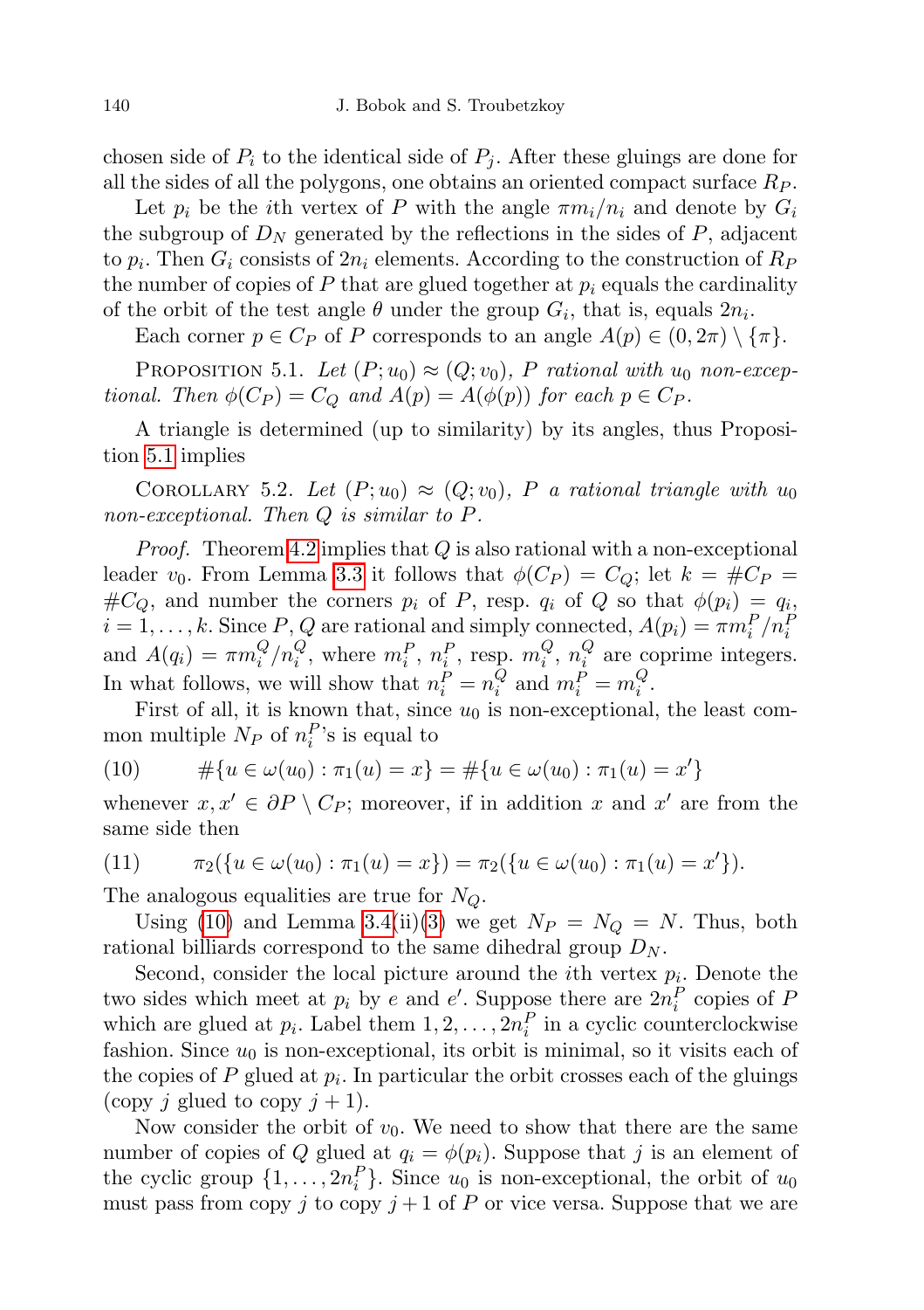chosen side of $P_i$ to the identical side of $P_j$. After these gluings are done for all the sides of all the polygons, one obtains an oriented compact surface $R_P$.

Let $p_i$ be the $i$th vertex of $P$ with the angle $\pi m_i/n_i$ and denote by $G_i$ the subgroup of $D_N$ generated by the reflections in the sides of $P$, adjacent to $p_i$. Then $G_i$ consists of $2n_i$ elements. According to the construction of $R_P$ the number of copies of $P$ that are glued together at $p_i$ equals the cardinality of the orbit of the test angle $\theta$ under the group $G_i$, that is, equals $2n_i$.

Each corner $p \in C_P$ of $P$ corresponds to an angle $A(p) \in (0, 2\pi) \setminus \{\pi\}$.

Proposition 5.1. *Let $(P; u_0) \approx (Q; v_0)$, $P$ rational with $u_0$ non-exceptional. Then $\phi(C_P) = C_Q$ and $A(p) = A(\phi(p))$ for each $p \in C_P$.*

A triangle is determined (up to similarity) by its angles, thus Proposition 5.1 implies

Corollary 5.2. *Let $(P; u_0) \approx (Q; v_0)$, $P$ a rational triangle with $u_0$ non-exceptional. Then $Q$ is similar to $P$.*

*Proof.* Theorem 4.2 implies that $Q$ is also rational with a non-exceptional leader $v_0$. From Lemma 3.3 it follows that $\phi(C_P) = C_Q$; let $k = \#C_P = \#C_Q$, and number the corners $p_i$ of $P$, resp. $q_i$ of $Q$ so that $\phi(p_i) = q_i$, $i = 1, \dots, k$. Since $P, Q$ are rational and simply connected, $A(p_i) = \pi m_i^P/n_i^P$ and $A(q_i) = \pi m_i^Q/n_i^Q$, where $m_i^P$, $n_i^P$, resp. $m_i^Q$, $n_i^Q$ are coprime integers. In what follows, we will show that $n_i^P = n_i^Q$ and $m_i^P = m_i^Q$.

First of all, it is known that, since $u_0$ is non-exceptional, the least common multiple $N_P$ of $n_i^P$'s is equal to

$$\#\{u \in \omega(u_0) : \pi_1(u) = x\} = \#\{u \in \omega(u_0) : \pi_1(u) = x'\} \tag{10}$$

whenever $x, x' \in \partial P \setminus C_P$; moreover, if in addition $x$ and $x'$ are from the same side then

$$\pi_2(\{u \in \omega(u_0) : \pi_1(u) = x\}) = \pi_2(\{u \in \omega(u_0) : \pi_1(u) = x'\}). \tag{11}$$

The analogous equalities are true for $N_Q$.

Using (10) and Lemma 3.4(ii)(3) we get $N_P = N_Q = N$. Thus, both rational billiards correspond to the same dihedral group $D_N$.

Second, consider the local picture around the $i$th vertex $p_i$. Denote the two sides which meet at $p_i$ by $e$ and $e'$. Suppose there are $2n_i^P$ copies of $P$ which are glued at $p_i$. Label them $1, 2, \dots, 2n_i^P$ in a cyclic counterclockwise fashion. Since $u_0$ is non-exceptional, its orbit is minimal, so it visits each of the copies of $P$ glued at $p_i$. In particular the orbit crosses each of the gluings (copy $j$ glued to copy $j + 1$).

Now consider the orbit of $v_0$. We need to show that there are the same number of copies of $Q$ glued at $q_i = \phi(p_i)$. Suppose that $j$ is an element of the cyclic group $\{1, \dots, 2n_i^P\}$. Since $u_0$ is non-exceptional, the orbit of $u_0$ must pass from copy $j$ to copy $j + 1$ of $P$ or vice versa. Suppose that we are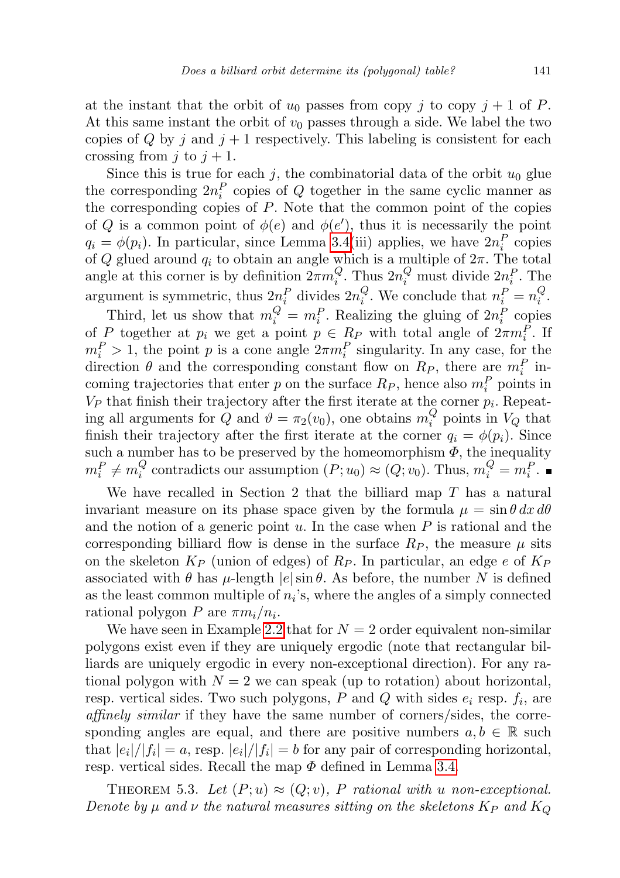at the instant that the orbit of $u_0$ passes from copy $j$ to copy $j+1$ of $P$. At this same instant the orbit of $v_0$ passes through a side. We label the two copies of $Q$ by $j$ and $j+1$ respectively. This labeling is consistent for each crossing from $j$ to $j+1$.

Since this is true for each $j$, the combinatorial data of the orbit $u_0$ glue the corresponding $2n_i^P$ copies of $Q$ together in the same cyclic manner as the corresponding copies of $P$. Note that the common point of the copies of $Q$ is a common point of $\phi(e)$ and $\phi(e')$, thus it is necessarily the point $q_i = \phi(p_i)$. In particular, since Lemma 3.4(iii) applies, we have $2n_i^P$ copies of $Q$ glued around $q_i$ to obtain an angle which is a multiple of $2\pi$. The total angle at this corner is by definition $2\pi m_i^Q$. Thus $2n_i^Q$ must divide $2n_i^P$. The argument is symmetric, thus $2n_i^P$ divides $2n_i^Q$. We conclude that $n_i^P = n_i^Q$.

Third, let us show that $m_i^Q = m_i^P$. Realizing the gluing of $2n_i^P$ copies of $P$ together at $p_i$ we get a point $p \in R_P$ with total angle of $2\pi m_i^P$. If $m_i^P > 1$, the point $p$ is a cone angle $2\pi m_i^P$ singularity. In any case, for the direction $\theta$ and the corresponding constant flow on $R_P$, there are $m_i^P$ incoming trajectories that enter $p$ on the surface $R_P$, hence also $m_i^P$ points in $V_P$ that finish their trajectory after the first iterate at the corner $p_i$. Repeating all arguments for $Q$ and $\vartheta = \pi_2(v_0)$, one obtains $m_i^Q$ points in $V_Q$ that finish their trajectory after the first iterate at the corner $q_i = \phi(p_i)$. Since such a number has to be preserved by the homeomorphism $\Phi$, the inequality $m_i^P \neq m_i^Q$ contradicts our assumption $(P; u_0) \approx (Q; v_0)$. Thus, $m_i^Q = m_i^P$. ∎

We have recalled in Section 2 that the billiard map $T$ has a natural invariant measure on its phase space given by the formula $\mu = \sin\theta\, dx\, d\theta$ and the notion of a generic point $u$. In the case when $P$ is rational and the corresponding billiard flow is dense in the surface $R_P$, the measure $\mu$ sits on the skeleton $K_P$ (union of edges) of $R_P$. In particular, an edge $e$ of $K_P$ associated with $\theta$ has $\mu$-length $|e|\sin\theta$. As before, the number $N$ is defined as the least common multiple of $n_i$'s, where the angles of a simply connected rational polygon $P$ are $\pi m_i/n_i$.

We have seen in Example 2.2 that for $N = 2$ order equivalent non-similar polygons exist even if they are uniquely ergodic (note that rectangular billiards are uniquely ergodic in every non-exceptional direction). For any rational polygon with $N = 2$ we can speak (up to rotation) about horizontal, resp. vertical sides. Two such polygons, $P$ and $Q$ with sides $e_i$ resp. $f_i$, are *affinely similar* if they have the same number of corners/sides, the corresponding angles are equal, and there are positive numbers $a, b \in \mathbb{R}$ such that $|e_i|/|f_i| = a$, resp. $|e_i|/|f_i| = b$ for any pair of corresponding horizontal, resp. vertical sides. Recall the map $\Phi$ defined in Lemma 3.4.

THEOREM 5.3. *Let $(P; u) \approx (Q; v)$, $P$ rational with $u$ non-exceptional. Denote by $\mu$ and $\nu$ the natural measures sitting on the skeletons $K_P$ and $K_Q$*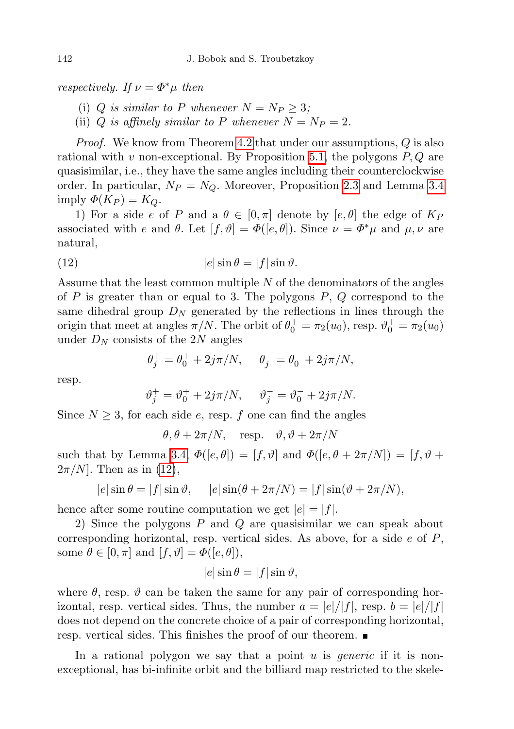*respectively. If $\nu = \Phi^*\mu$ then*

(i) *$Q$ is similar to $P$ whenever $N = N_P \geq 3$;*
(ii) *$Q$ is affinely similar to $P$ whenever $N = N_P = 2$.*

*Proof.* We know from Theorem 4.2 that under our assumptions, $Q$ is also rational with $v$ non-exceptional. By Proposition 5.1, the polygons $P, Q$ are quasisimilar, i.e., they have the same angles including their counterclockwise order. In particular, $N_P = N_Q$. Moreover, Proposition 2.3 and Lemma 3.4 imply $\Phi(K_P) = K_Q$.

1) For a side $e$ of $P$ and a $\theta \in [0, \pi]$ denote by $[e, \theta]$ the edge of $K_P$ associated with $e$ and $\theta$. Let $[f, \vartheta] = \Phi([e, \theta])$. Since $\nu = \Phi^*\mu$ and $\mu, \nu$ are natural,

$$|e| \sin\theta = |f| \sin\vartheta. \tag{12}$$

Assume that the least common multiple $N$ of the denominators of the angles of $P$ is greater than or equal to 3. The polygons $P$, $Q$ correspond to the same dihedral group $D_N$ generated by the reflections in lines through the origin that meet at angles $\pi/N$. The orbit of $\theta_0^+ = \pi_2(u_0)$, resp. $\vartheta_0^+ = \pi_2(u_0)$ under $D_N$ consists of the $2N$ angles

$$\theta_j^+ = \theta_0^+ + 2j\pi/N, \quad \theta_j^- = \theta_0^- + 2j\pi/N,$$

resp.

$$\vartheta_j^+ = \vartheta_0^+ + 2j\pi/N, \quad \vartheta_j^- = \vartheta_0^- + 2j\pi/N.$$

Since $N \geq 3$, for each side $e$, resp. $f$ one can find the angles

$$\theta, \theta + 2\pi/N, \quad \text{resp.} \quad \vartheta, \vartheta + 2\pi/N$$

such that by Lemma 3.4, $\Phi([e, \theta]) = [f, \vartheta]$ and $\Phi([e, \theta + 2\pi/N]) = [f, \vartheta + 2\pi/N]$. Then as in (12),

$$|e| \sin\theta = |f| \sin\vartheta, \quad |e| \sin(\theta + 2\pi/N) = |f| \sin(\vartheta + 2\pi/N),$$

hence after some routine computation we get $|e| = |f|$.

2) Since the polygons $P$ and $Q$ are quasisimilar we can speak about corresponding horizontal, resp. vertical sides. As above, for a side $e$ of $P$, some $\theta \in [0, \pi]$ and $[f, \vartheta] = \Phi([e, \theta])$,

$$|e| \sin\theta = |f| \sin\vartheta,$$

where $\theta$, resp. $\vartheta$ can be taken the same for any pair of corresponding horizontal, resp. vertical sides. Thus, the number $a = |e|/|f|$, resp. $b = |e|/|f|$ does not depend on the concrete choice of a pair of corresponding horizontal, resp. vertical sides. This finishes the proof of our theorem. ■

In a rational polygon we say that a point $u$ is *generic* if it is non-exceptional, has bi-infinite orbit and the billiard map restricted to the skele-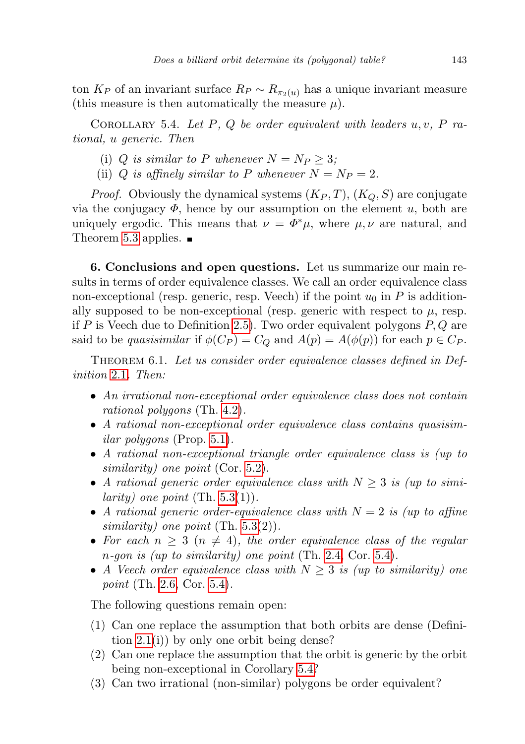ton $K_P$ of an invariant surface $R_P \sim R_{\pi_2(u)}$ has a unique invariant measure (this measure is then automatically the measure $\mu$).

Corollary 5.4. *Let $P$, $Q$ be order equivalent with leaders $u, v$, $P$ rational, $u$ generic. Then*

(i) *$Q$ is similar to $P$ whenever $N = N_P \geq 3$;*
(ii) *$Q$ is affinely similar to $P$ whenever $N = N_P = 2$.*

*Proof.* Obviously the dynamical systems $(K_P, T)$, $(K_Q, S)$ are conjugate via the conjugacy $\Phi$, hence by our assumption on the element $u$, both are uniquely ergodic. This means that $\nu = \Phi^*\mu$, where $\mu, \nu$ are natural, and Theorem 5.3 applies. ∎

## 6. Conclusions and open questions.

Let us summarize our main results in terms of order equivalence classes. We call an order equivalence class non-exceptional (resp. generic, resp. Veech) if the point $u_0$ in $P$ is additionally supposed to be non-exceptional (resp. generic with respect to $\mu$, resp. if $P$ is Veech due to Definition 2.5). Two order equivalent polygons $P, Q$ are said to be *quasisimilar* if $\phi(C_P) = C_Q$ and $A(p) = A(\phi(p))$ for each $p \in C_P$.

Theorem 6.1. *Let us consider order equivalence classes defined in Definition 2.1. Then:*

- *An irrational non-exceptional order equivalence class does not contain rational polygons* (Th. 4.2).
- *A rational non-exceptional order equivalence class contains quasisimilar polygons* (Prop. 5.1).
- *A rational non-exceptional triangle order equivalence class is (up to similarity) one point* (Cor. 5.2).
- *A rational generic order equivalence class with $N \geq 3$ is (up to similarity) one point* (Th. 5.3(1)).
- *A rational generic order-equivalence class with $N = 2$ is (up to affine similarity) one point* (Th. 5.3(2)).
- *For each $n \geq 3$ ($n \neq 4$), the order equivalence class of the regular $n$-gon is (up to similarity) one point* (Th. 2.4, Cor. 5.4).
- *A Veech order equivalence class with $N \geq 3$ is (up to similarity) one point* (Th. 2.6, Cor. 5.4).

The following questions remain open:

1. Can one replace the assumption that both orbits are dense (Definition 2.1(i)) by only one orbit being dense?
2. Can one replace the assumption that the orbit is generic by the orbit being non-exceptional in Corollary 5.4?
3. Can two irrational (non-similar) polygons be order equivalent?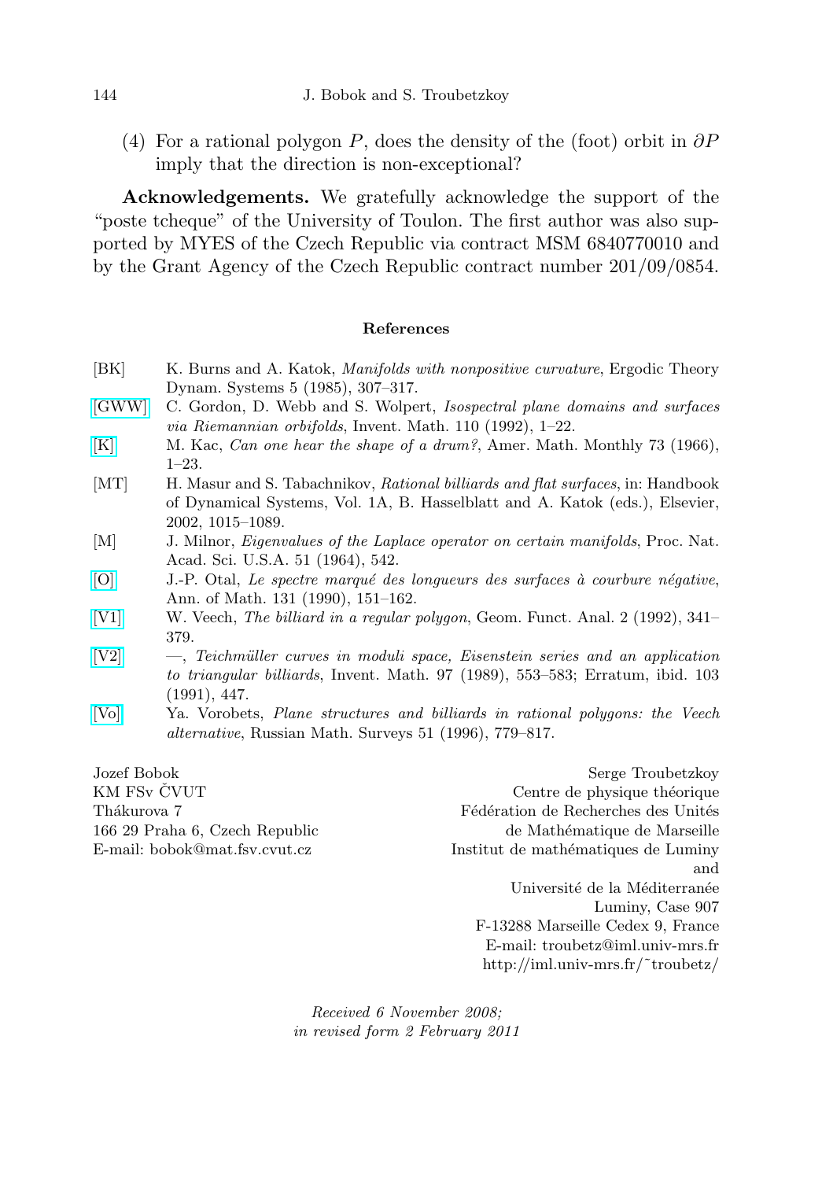(4) For a rational polygon $P$, does the density of the (foot) orbit in $\partial P$ imply that the direction is non-exceptional?

**Acknowledgements.** We gratefully acknowledge the support of the "poste tcheque" of the University of Toulon. The first author was also supported by MYES of the Czech Republic via contract MSM 6840770010 and by the Grant Agency of the Czech Republic contract number 201/09/0854.

## References

[BK] K. Burns and A. Katok, *Manifolds with nonpositive curvature*, Ergodic Theory Dynam. Systems 5 (1985), 307–317.

[GWW] C. Gordon, D. Webb and S. Wolpert, *Isospectral plane domains and surfaces via Riemannian orbifolds*, Invent. Math. 110 (1992), 1–22.

[K] M. Kac, *Can one hear the shape of a drum?*, Amer. Math. Monthly 73 (1966), 1–23.

[MT] H. Masur and S. Tabachnikov, *Rational billiards and flat surfaces*, in: Handbook of Dynamical Systems, Vol. 1A, B. Hasselblatt and A. Katok (eds.), Elsevier, 2002, 1015–1089.

[M] J. Milnor, *Eigenvalues of the Laplace operator on certain manifolds*, Proc. Nat. Acad. Sci. U.S.A. 51 (1964), 542.

[O] J.-P. Otal, *Le spectre marqué des longueurs des surfaces à courbure négative*, Ann. of Math. 131 (1990), 151–162.

[V1] W. Veech, *The billiard in a regular polygon*, Geom. Funct. Anal. 2 (1992), 341–379.

[V2] —, *Teichmüller curves in moduli space, Eisenstein series and an application to triangular billiards*, Invent. Math. 97 (1989), 553–583; Erratum, ibid. 103 (1991), 447.

[Vo] Ya. Vorobets, *Plane structures and billiards in rational polygons: the Veech alternative*, Russian Math. Surveys 51 (1996), 779–817.

Jozef Bobok
KM FSv ČVUT
Thákurova 7
166 29 Praha 6, Czech Republic
E-mail: bobok@mat.fsv.cvut.cz

Serge Troubetzkoy
Centre de physique théorique
Fédération de Recherches des Unités
de Mathématique de Marseille
Institut de mathématiques de Luminy
and
Université de la Méditerranée
Luminy, Case 907
F-13288 Marseille Cedex 9, France
E-mail: troubetz@iml.univ-mrs.fr
http://iml.univ-mrs.fr/~troubetz/

*Received 6 November 2008;*
*in revised form 2 February 2011*